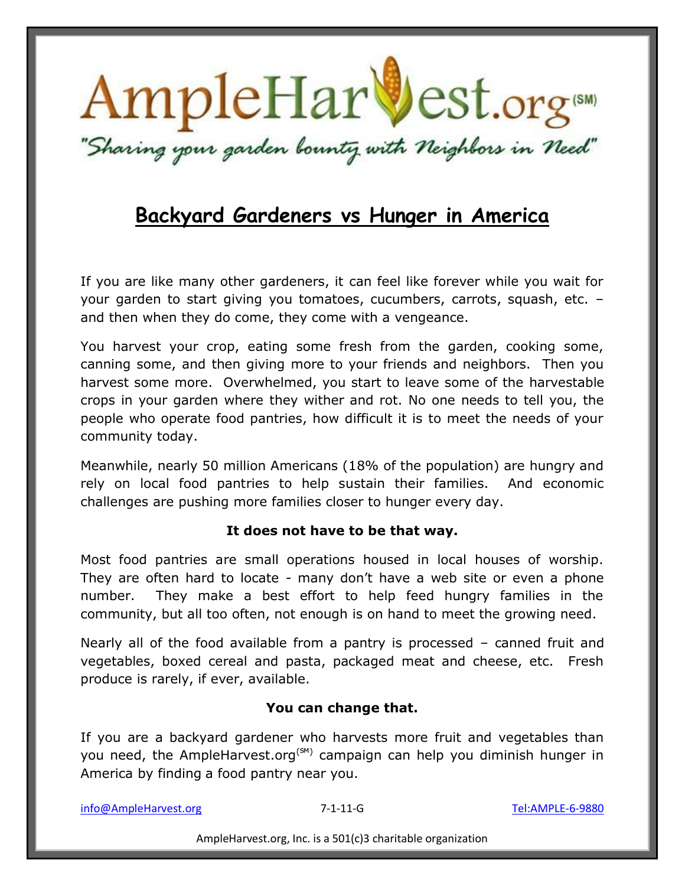# AmpleHarvest.org(SM)

*"Sharing your garden bounty with Neighbors in Need"*

## Backyard Gardeners vs Hunger in America

If you are like many other gardeners, it can feel like forever while you wait for your garden to start giving you tomatoes, cucumbers, carrots, squash, etc. – and then when they do come, they come with a vengeance.

You harvest your crop, eating some fresh from the garden, cooking some, canning some, and then giving more to your friends and neighbors. Then you harvest some more. Overwhelmed, you start to leave some of the harvestable crops in your garden where they wither and rot. No one needs to tell you, the people who operate food pantries, how difficult it is to meet the needs of your community today.

Meanwhile, nearly 50 million Americans (18% of the population) are hungry and rely on local food pantries to help sustain their families. And economic challenges are pushing more families closer to hunger every day.

**It does not have to be that way.**

Most food pantries are small operations housed in local houses of worship. They are often hard to locate - many don't have a web site or even a phone number. They make a best effort to help feed hungry families in the community, but all too often, not enough is on hand to meet the growing need.

Nearly all of the food available from a pantry is processed – canned fruit and vegetables, boxed cereal and pasta, packaged meat and cheese, etc. Fresh produce is rarely, if ever, available.

**You can change that.**

If you are a backyard gardener who harvests more fruit and vegetables than you need, the AmpleHarvest.org(SM) campaign can help you diminish hunger in America by finding a food pantry near you.

info@AmpleHarvest.org 7-1-11-G Tel:AMPLE-6-9880

AmpleHarvest.org, Inc. is a 501(c)3 charitable organization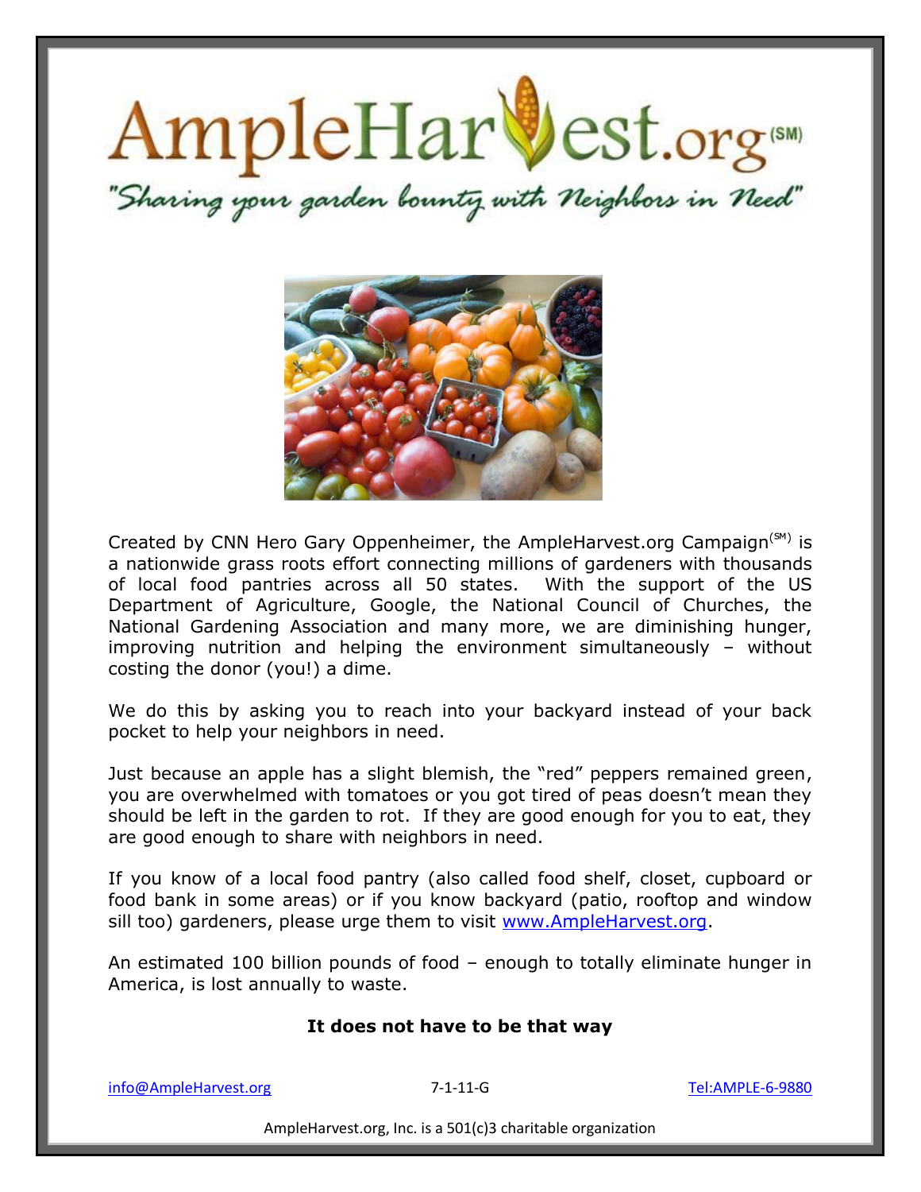# AmpleHarvest.org(SM)

*"Sharing your garden bounty with Neighbors in Need"*

Created by CNN Hero Gary Oppenheimer, the AmpleHarvest.org Campaign(SM) is a nationwide grass roots effort connecting millions of gardeners with thousands of local food pantries across all 50 states. With the support of the US Department of Agriculture, Google, the National Council of Churches, the National Gardening Association and many more, we are diminishing hunger, improving nutrition and helping the environment simultaneously – without costing the donor (you!) a dime.

We do this by asking you to reach into your backyard instead of your back pocket to help your neighbors in need.

Just because an apple has a slight blemish, the "red" peppers remained green, you are overwhelmed with tomatoes or you got tired of peas doesn't mean they should be left in the garden to rot. If they are good enough for you to eat, they are good enough to share with neighbors in need.

If you know of a local food pantry (also called food shelf, closet, cupboard or food bank in some areas) or if you know backyard (patio, rooftop and window sill too) gardeners, please urge them to visit www.AmpleHarvest.org.

An estimated 100 billion pounds of food – enough to totally eliminate hunger in America, is lost annually to waste.

**It does not have to be that way**

info@AmpleHarvest.org 7-1-11-G Tel:AMPLE-6-9880

AmpleHarvest.org, Inc. is a 501(c)3 charitable organization